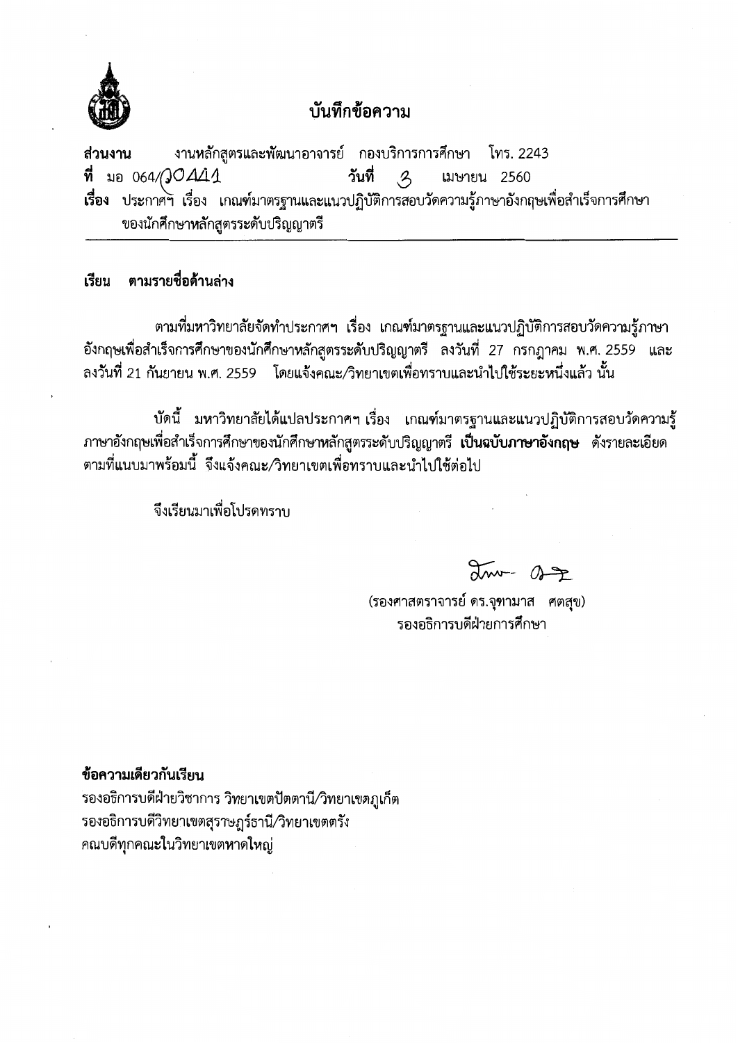# บันทึกข้อความ

**ส่วนงาน** งานหลักสูตรและพัฒนาอาจารย์ กองบริการการศึกษา โทร. 2243

**ที่** มอ 064/20441 **วันที่** 3 เมษายน 2560

**เรื่อง** ประกาศฯ เรื่อง เกณฑ์มาตรฐานและแนวปฏิบัติการสอบวัดความรู้ภาษาอังกฤษเพื่อสำเร็จการศึกษาของนักศึกษาหลักสูตรระดับปริญญาตรี

---

**เรียน ตามรายชื่อด้านล่าง**

ตามที่มหาวิทยาลัยจัดทำประกาศฯ เรื่อง เกณฑ์มาตรฐานและแนวปฏิบัติการสอบวัดความรู้ภาษาอังกฤษเพื่อสำเร็จการศึกษาของนักศึกษาหลักสูตรระดับปริญญาตรี ลงวันที่ 27 กรกฎาคม พ.ศ. 2559 และลงวันที่ 21 กันยายน พ.ศ. 2559 โดยแจ้งคณะ/วิทยาเขตเพื่อทราบและนำไปใช้ระยะหนึ่งแล้ว นั้น

บัดนี้ มหาวิทยาลัยได้แปลประกาศฯ เรื่อง เกณฑ์มาตรฐานและแนวปฏิบัติการสอบวัดความรู้ภาษาอังกฤษเพื่อสำเร็จการศึกษาของนักศึกษาหลักสูตรระดับปริญญาตรี **เป็นฉบับภาษาอังกฤษ** ดังรายละเอียดตามที่แนบมาพร้อมนี้ จึงแจ้งคณะ/วิทยาเขตเพื่อทราบและนำไปใช้ต่อไป

จึงเรียนมาเพื่อโปรดทราบ

(รองศาสตราจารย์ ดร.จุฑามาส ศตสุข)
รองอธิการบดีฝ่ายการศึกษา

**ข้อความเดียวกันเรียน**

รองอธิการบดีฝ่ายวิชาการ วิทยาเขตปัตตานี/วิทยาเขตภูเก็ต
รองอธิการบดีวิทยาเขตสุราษฎร์ธานี/วิทยาเขตตรัง
คณบดีทุกคณะในวิทยาเขตหาดใหญ่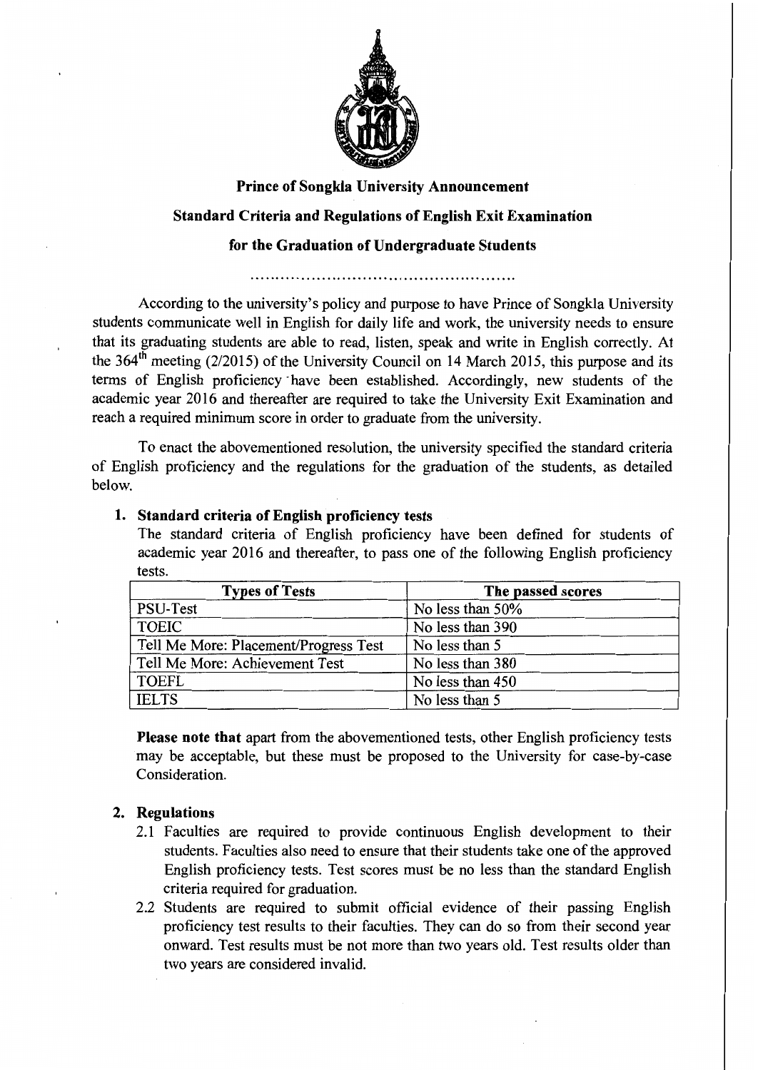**Prince of Songkla University Announcement**

**Standard Criteria and Regulations of English Exit Examination**

**for the Graduation of Undergraduate Students**

.....................................................

According to the university's policy and purpose to have Prince of Songkla University students communicate well in English for daily life and work, the university needs to ensure that its graduating students are able to read, listen, speak and write in English correctly. At the 364th meeting (2/2015) of the University Council on 14 March 2015, this purpose and its terms of English proficiency have been established. Accordingly, new students of the academic year 2016 and thereafter are required to take the University Exit Examination and reach a required minimum score in order to graduate from the university.

To enact the abovementioned resolution, the university specified the standard criteria of English proficiency and the regulations for the graduation of the students, as detailed below.

1. **Standard criteria of English proficiency tests**

   The standard criteria of English proficiency have been defined for students of academic year 2016 and thereafter, to pass one of the following English proficiency tests.

| Types of Tests | The passed scores |
|---|---|
| PSU-Test | No less than 50% |
| TOEIC | No less than 390 |
| Tell Me More: Placement/Progress Test | No less than 5 |
| Tell Me More: Achievement Test | No less than 380 |
| TOEFL | No less than 450 |
| IELTS | No less than 5 |

   **Please note that** apart from the abovementioned tests, other English proficiency tests may be acceptable, but these must be proposed to the University for case-by-case Consideration.

2. **Regulations**

   2.1 Faculties are required to provide continuous English development to their students. Faculties also need to ensure that their students take one of the approved English proficiency tests. Test scores must be no less than the standard English criteria required for graduation.

   2.2 Students are required to submit official evidence of their passing English proficiency test results to their faculties. They can do so from their second year onward. Test results must be not more than two years old. Test results older than two years are considered invalid.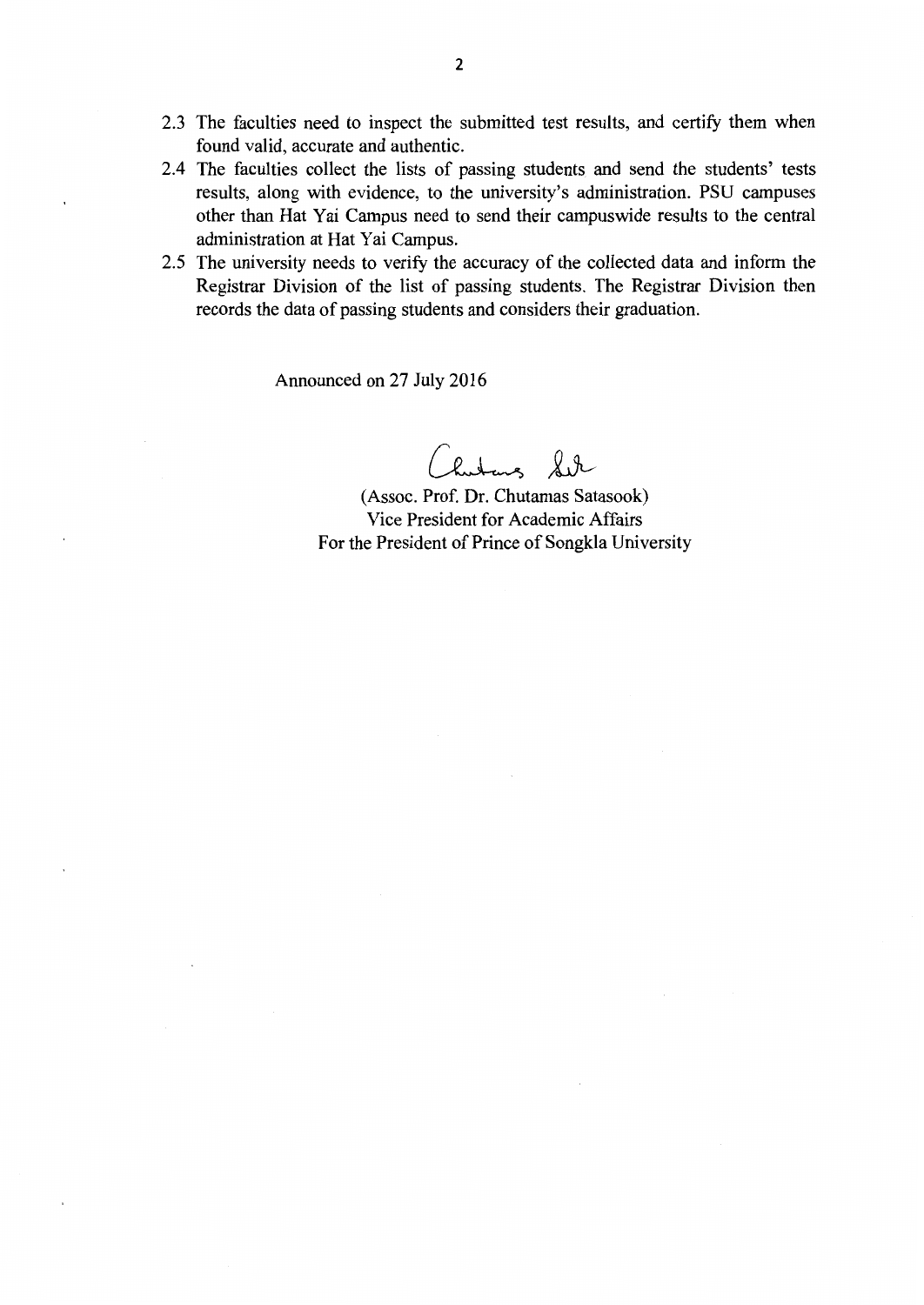2.3 The faculties need to inspect the submitted test results, and certify them when found valid, accurate and authentic.

2.4 The faculties collect the lists of passing students and send the students' tests results, along with evidence, to the university's administration. PSU campuses other than Hat Yai Campus need to send their campuswide results to the central administration at Hat Yai Campus.

2.5 The university needs to verify the accuracy of the collected data and inform the Registrar Division of the list of passing students. The Registrar Division then records the data of passing students and considers their graduation.

Announced on 27 July 2016

(Assoc. Prof. Dr. Chutamas Satasook)
Vice President for Academic Affairs
For the President of Prince of Songkla University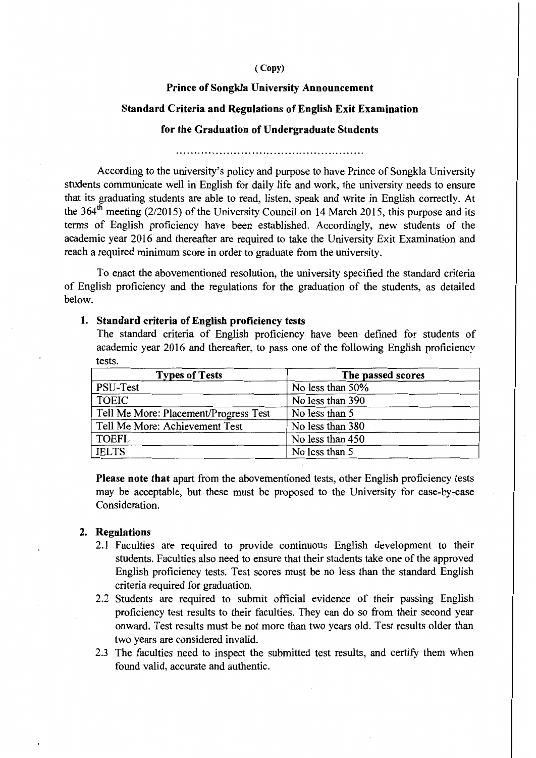(Copy)

**Prince of Songkla University Announcement**

**Standard Criteria and Regulations of English Exit Examination**

**for the Graduation of Undergraduate Students**

..................................................

According to the university's policy and purpose to have Prince of Songkla University students communicate well in English for daily life and work, the university needs to ensure that its graduating students are able to read, listen, speak and write in English correctly. At the 364$^{th}$ meeting (2/2015) of the University Council on 14 March 2015, this purpose and its terms of English proficiency have been established. Accordingly, new students of the academic year 2016 and thereafter are required to take the University Exit Examination and reach a required minimum score in order to graduate from the university.

To enact the abovementioned resolution, the university specified the standard criteria of English proficiency and the regulations for the graduation of the students, as detailed below.

1. **Standard criteria of English proficiency tests**

The standard criteria of English proficiency have been defined for students of academic year 2016 and thereafter, to pass one of the following English proficiency tests.

| Types of Tests | The passed scores |
|---|---|
| PSU-Test | No less than 50% |
| TOEIC | No less than 390 |
| Tell Me More: Placement/Progress Test | No less than 5 |
| Tell Me More: Achievement Test | No less than 380 |
| TOEFL | No less than 450 |
| IELTS | No less than 5 |

**Please note that** apart from the abovementioned tests, other English proficiency tests may be acceptable, but these must be proposed to the University for case-by-case Consideration.

2. **Regulations**

2.1 Faculties are required to provide continuous English development to their students. Faculties also need to ensure that their students take one of the approved English proficiency tests. Test scores must be no less than the standard English criteria required for graduation.

2.2 Students are required to submit official evidence of their passing English proficiency test results to their faculties. They can do so from their second year onward. Test results must be not more than two years old. Test results older than two years are considered invalid.

2.3 The faculties need to inspect the submitted test results, and certify them when found valid, accurate and authentic.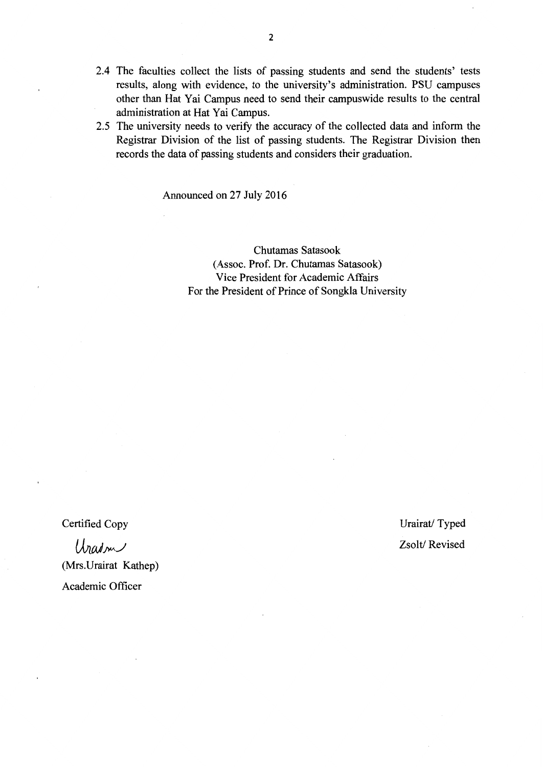2.4 The faculties collect the lists of passing students and send the students' tests results, along with evidence, to the university's administration. PSU campuses other than Hat Yai Campus need to send their campuswide results to the central administration at Hat Yai Campus.

2.5 The university needs to verify the accuracy of the collected data and inform the Registrar Division of the list of passing students. The Registrar Division then records the data of passing students and considers their graduation.

Announced on 27 July 2016

Chutamas Satasook
(Assoc. Prof. Dr. Chutamas Satasook)
Vice President for Academic Affairs
For the President of Prince of Songkla University

Certified Copy

Urairat

(Mrs.Urairat Kathep)

Academic Officer

Urairat/ Typed

Zsolt/ Revised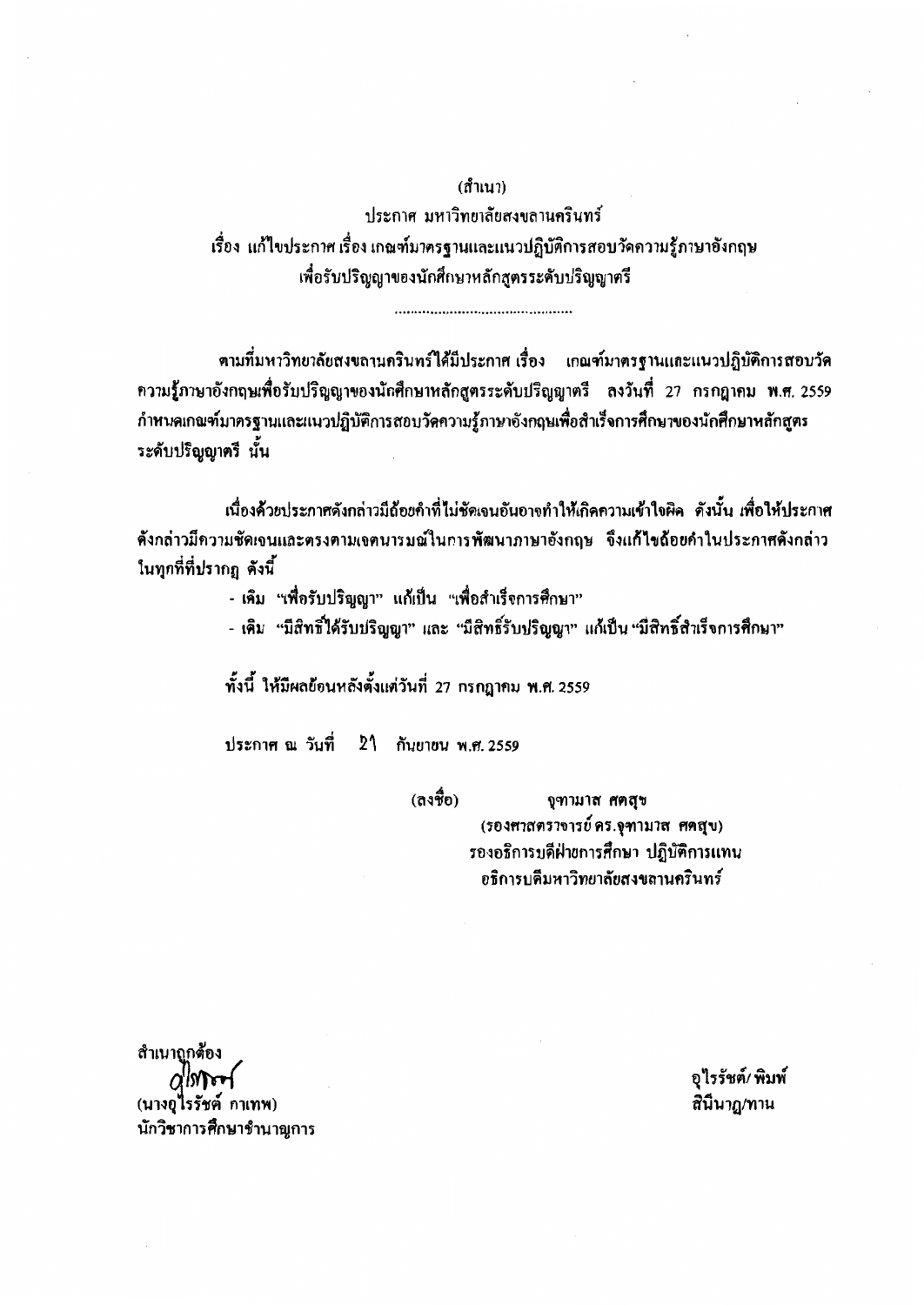(สำเนา)

ประกาศ มหาวิทยาลัยสงขลานครินทร์

เรื่อง แก้ไขประกาศ เรื่อง เกณฑ์มาตรฐานและแนวปฏิบัติการสอบวัดความรู้ภาษาอังกฤษ เพื่อรับปริญญาของนักศึกษาหลักสูตรระดับปริญญาตรี

.............................................

ตามที่มหาวิทยาลัยสงขลานครินทร์ได้มีประกาศ เรื่อง เกณฑ์มาตรฐานและแนวปฏิบัติการสอบวัดความรู้ภาษาอังกฤษเพื่อรับปริญญาของนักศึกษาหลักสูตรระดับปริญญาตรี ลงวันที่ 27 กรกฎาคม พ.ศ. 2559 กำหนดเกณฑ์มาตรฐานและแนวปฏิบัติการสอบวัดความรู้ภาษาอังกฤษเพื่อสำเร็จการศึกษาของนักศึกษาหลักสูตรระดับปริญญาตรี นั้น

เนื่องด้วยประกาศดังกล่าวมีถ้อยคำที่ไม่ชัดเจนอันอาจทำให้เกิดความเข้าใจผิด ดังนั้น เพื่อให้ประกาศดังกล่าวมีความชัดเจนและตรงตามเจตนารมณ์ในการพัฒนาภาษาอังกฤษ จึงแก้ไขถ้อยคำในประกาศดังกล่าวในทุกที่ที่ปรากฏ ดังนี้

- เดิม "เพื่อรับปริญญา" แก้เป็น "เพื่อสำเร็จการศึกษา"
- เดิม "มีสิทธิ์ได้รับปริญญา" และ "มีสิทธิ์รับปริญญา" แก้เป็น "มีสิทธิ์สำเร็จการศึกษา"

ทั้งนี้ ให้มีผลย้อนหลังตั้งแต่วันที่ 27 กรกฎาคม พ.ศ. 2559

ประกาศ ณ วันที่ 21 กันยายน พ.ศ. 2559

(ลงชื่อ) จุฑามาส ศตสุข
(รองศาสตราจารย์ ดร.จุฑามาส ศตสุข)
รองอธิการบดีฝ่ายการศึกษา ปฏิบัติการแทน
อธิการบดีมหาวิทยาลัยสงขลานครินทร์

สำเนาถูกต้อง
(นางอุไรรัชต์ กาเทพ)
นักวิชาการศึกษาชำนาญการ

อุไรรัชต์/ พิมพ์
สินีนาฏ/ทาน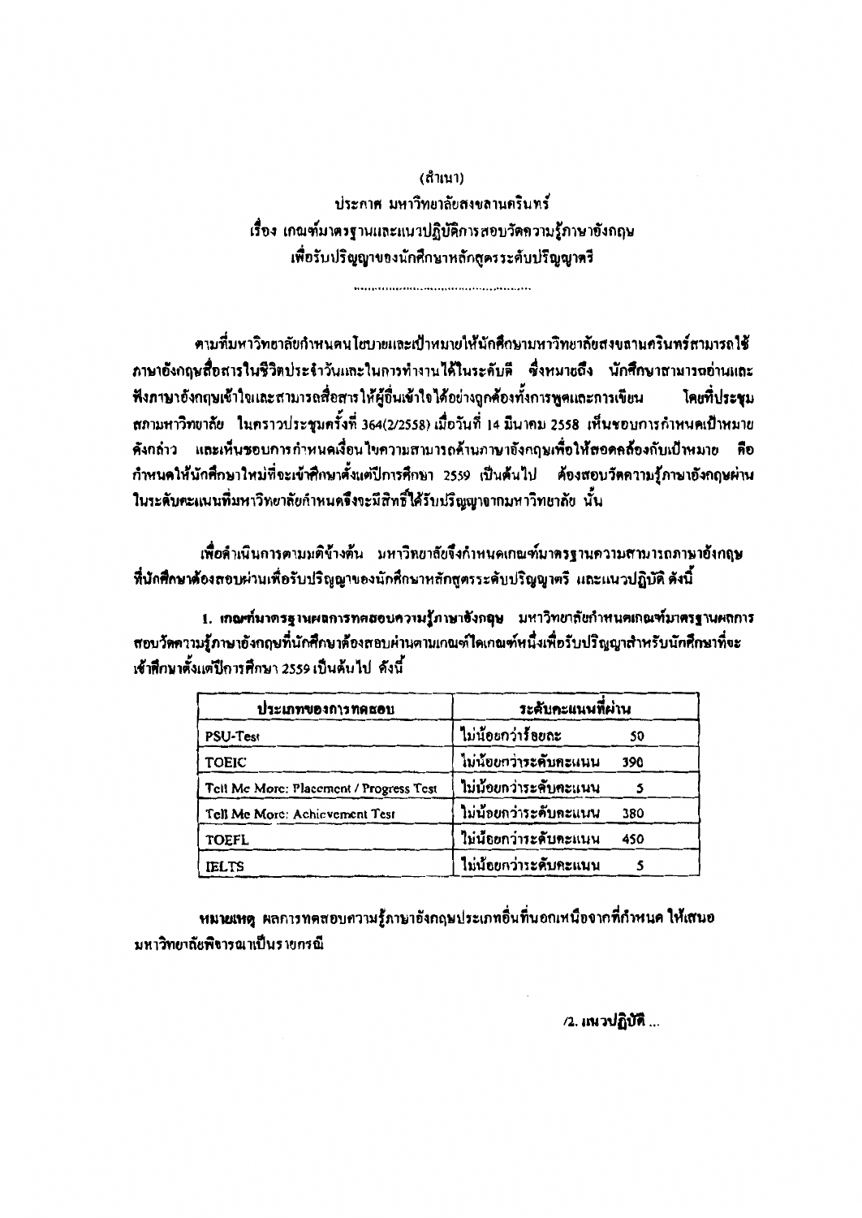(สำเนา)

ประกาศ มหาวิทยาลัยสงขลานครินทร์

เรื่อง เกณฑ์มาตรฐานและแนวปฏิบัติการสอบวัดความรู้ภาษาอังกฤษ

เพื่อรับปริญญาของนักศึกษาหลักสูตรระดับปริญญาตรี

..............................................

ตามที่มหาวิทยาลัยกำหนดนโยบายและเป้าหมายให้นักศึกษามหาวิทยาลัยสงขลานครินทร์สามารถใช้ภาษาอังกฤษสื่อสารในชีวิตประจำวันและในการทำงานได้ในระดับดี ซึ่งหมายถึง นักศึกษาสามารถอ่านและฟังภาษาอังกฤษเข้าใจและสามารถสื่อสารให้ผู้อื่นเข้าใจได้อย่างถูกต้องทั้งการพูดและการเขียน โดยที่ประชุมสภามหาวิทยาลัย ในคราวประชุมครั้งที่ 364(2/2558) เมื่อวันที่ 14 มีนาคม 2558 เห็นชอบการกำหนดเป้าหมายดังกล่าว และเห็นชอบการกำหนดเงื่อนไขความสามารถด้านภาษาอังกฤษเพื่อให้สอดคล้องกับเป้าหมาย คือ กำหนดให้นักศึกษาใหม่ที่จะเข้าศึกษาตั้งแต่ปีการศึกษา 2559 เป็นต้นไป ต้องสอบวัดความรู้ภาษาอังกฤษผ่านในระดับคะแนนที่มหาวิทยาลัยกำหนดจึงจะมีสิทธิ์ได้รับปริญญาจากมหาวิทยาลัย นั้น

เพื่อดำเนินการตามมติข้างต้น มหาวิทยาลัยจึงกำหนดเกณฑ์มาตรฐานความสามารถภาษาอังกฤษที่นักศึกษาต้องสอบผ่านเพื่อรับปริญญาของนักศึกษาหลักสูตรระดับปริญญาตรี และแนวปฏิบัติ ดังนี้

**1. เกณฑ์มาตรฐานผลการทดสอบความรู้ภาษาอังกฤษ** มหาวิทยาลัยกำหนดเกณฑ์มาตรฐานผลการสอบวัดความรู้ภาษาอังกฤษที่นักศึกษาต้องสอบผ่านตามเกณฑ์ใดเกณฑ์หนึ่งเพื่อรับปริญญาสำหรับนักศึกษาที่จะเข้าศึกษาตั้งแต่ปีการศึกษา 2559 เป็นต้นไป ดังนี้

| ประเภทของการทดสอบ | ระดับคะแนนที่ผ่าน |
|---|---|
| PSU-Test | ไม่น้อยกว่าร้อยละ 50 |
| TOEIC | ไม่น้อยกว่าระดับคะแนน 390 |
| Tell Me More: Placement / Progress Test | ไม่น้อยกว่าระดับคะแนน 5 |
| Tell Me More: Achievement Test | ไม่น้อยกว่าระดับคะแนน 380 |
| TOEFL | ไม่น้อยกว่าระดับคะแนน 450 |
| IELTS | ไม่น้อยกว่าระดับคะแนน 5 |

**หมายเหตุ** ผลการทดสอบความรู้ภาษาอังกฤษประเภทอื่นที่นอกเหนือจากที่กำหนด ให้เสนอมหาวิทยาลัยพิจารณาเป็นรายกรณี

/2. แนวปฏิบัติ ...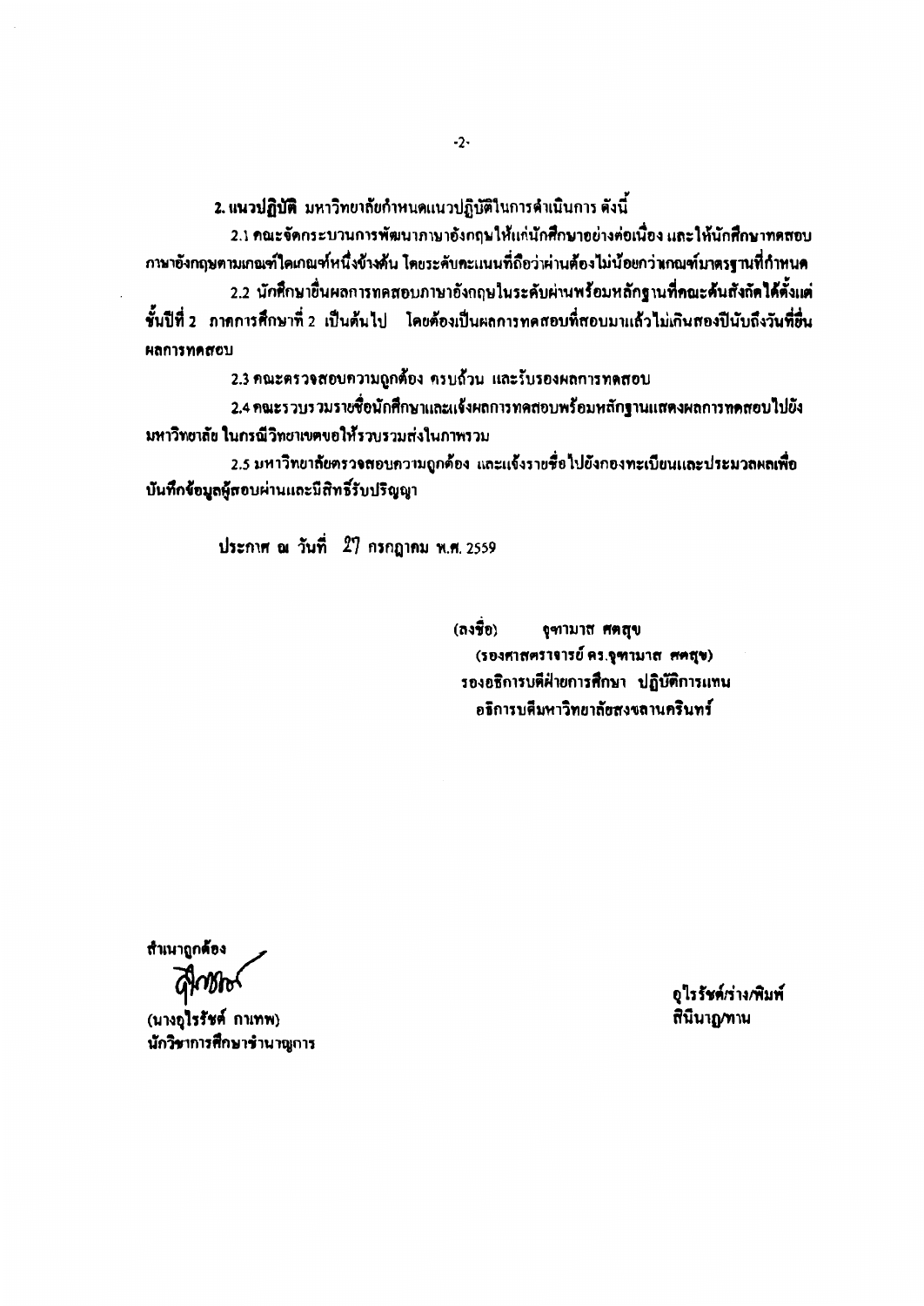**2. แนวปฏิบัติ** มหาวิทยาลัยกำหนดแนวปฏิบัติในการดำเนินการ ดังนี้

2.1 คณะจัดกระบวนการพัฒนาภาษาอังกฤษให้แก่นักศึกษาอย่างต่อเนื่อง และให้นักศึกษาทดสอบภาษาอังกฤษตามเกณฑ์ใดเกณฑ์หนึ่งข้างต้น โดยระดับคะแนนที่ถือว่าผ่านต้องไม่น้อยกว่าเกณฑ์มาตรฐานที่กำหนด

2.2 นักศึกษายื่นผลการทดสอบภาษาอังกฤษในระดับผ่านพร้อมหลักฐานที่คณะต้นสังกัดได้ตั้งแต่ชั้นปีที่ 2 ภาคการศึกษาที่ 2 เป็นต้นไป โดยต้องเป็นผลการทดสอบที่สอบมาแล้วไม่เกินสองปีนับถึงวันที่ยื่นผลการทดสอบ

2.3 คณะตรวจสอบความถูกต้อง ครบถ้วน และรับรองผลการทดสอบ

2.4 คณะรวบรวมรายชื่อนักศึกษาและแจ้งผลการทดสอบพร้อมหลักฐานแสดงผลการทดสอบไปยังมหาวิทยาลัย ในกรณีวิทยาเขตขอให้รวบรวมส่งในภาพรวม

2.5 มหาวิทยาลัยตรวจสอบความถูกต้อง และแจ้งรายชื่อไปยังกองทะเบียนและประมวลผลเพื่อบันทึกข้อมูลผู้สอบผ่านและมีสิทธิ์รับปริญญา

ประกาศ ณ วันที่ 27 กรกฎาคม พ.ศ. 2559

(ลงชื่อ) จุฑามาส ศตสุข
(รองศาสตราจารย์ ดร.จุฑามาส ศตสุข)
รองอธิการบดีฝ่ายการศึกษา ปฏิบัติการแทน
อธิการบดีมหาวิทยาลัยสงขลานครินทร์

สำเนาถูกต้อง

(นางอุไรรัชต์ กาเทพ)
นักวิชาการศึกษาชำนาญการ

อุไรรัชต์/ร่าง/พิมพ์
สินีนาฏ/ทาน